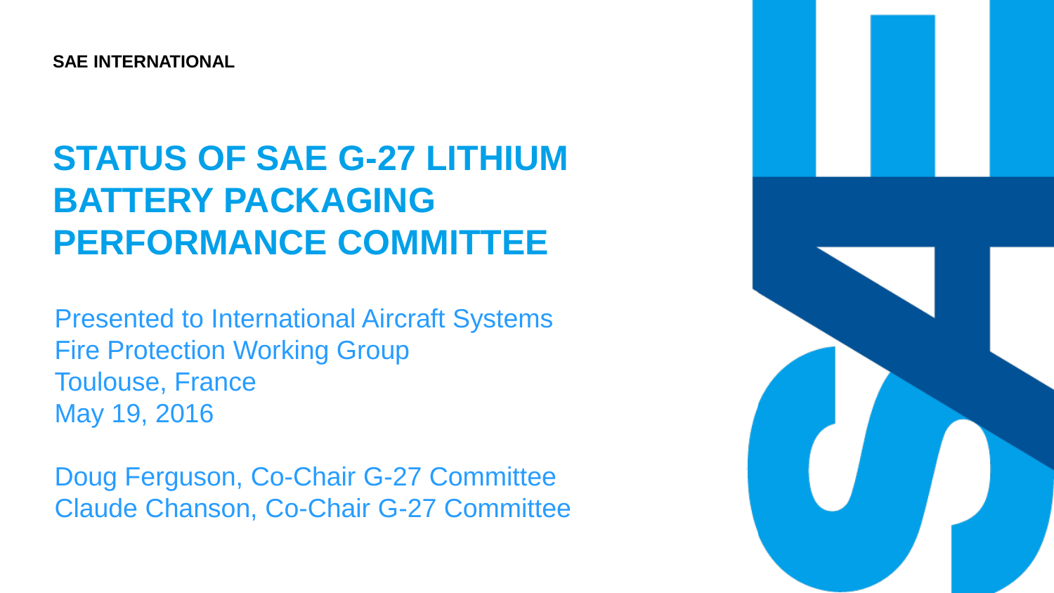SAE INTERNATIONAL

# STATUS OF SAE G-27 LITHIUM BATTERY PACKAGING PERFORMANCE COMMITTEE

Presented to International Aircraft Systems Fire Protection Working Group
Toulouse, France
May 19, 2016

Doug Ferguson, Co-Chair G-27 Committee
Claude Chanson, Co-Chair G-27 Committee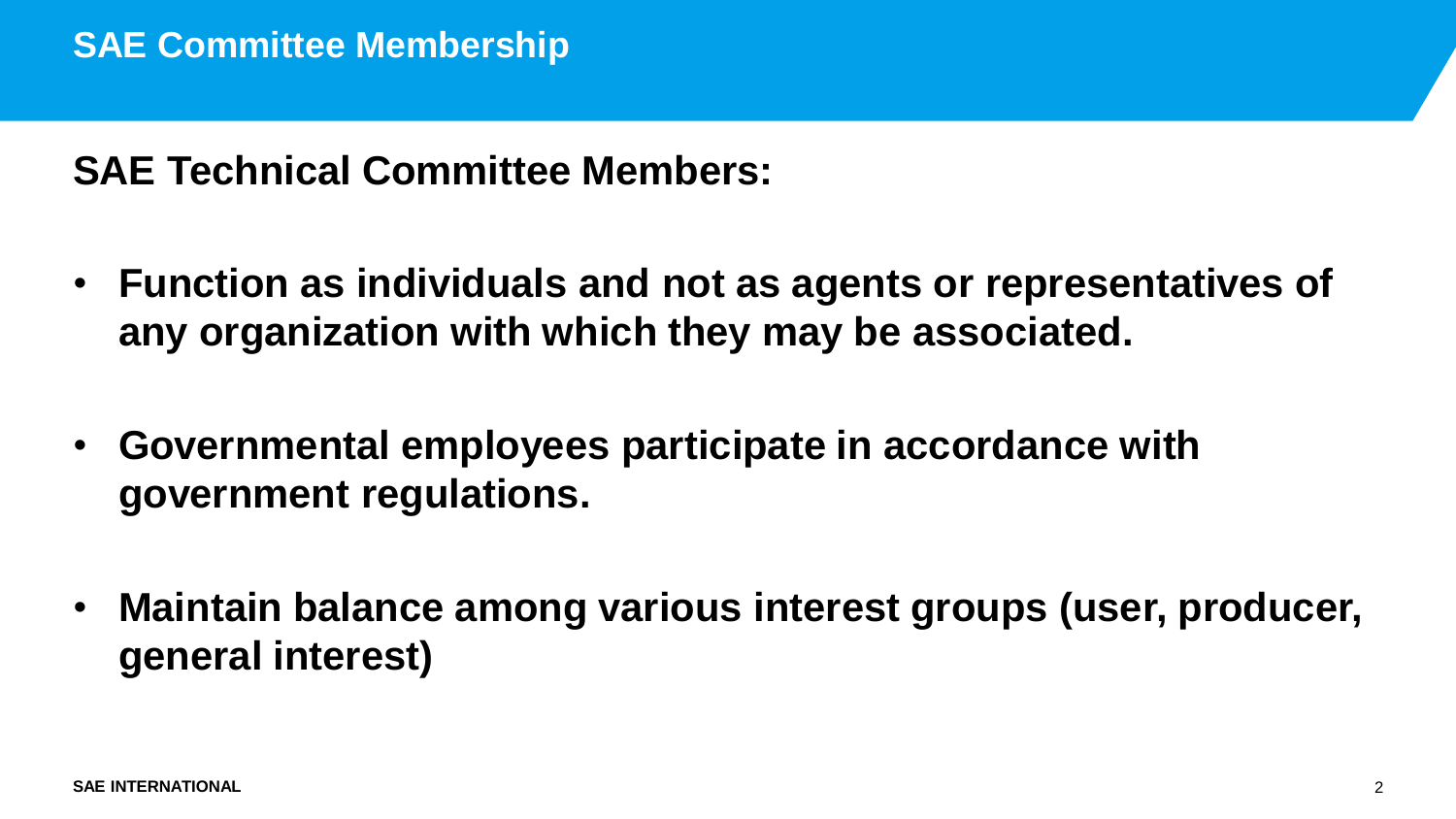# SAE Committee Membership

## SAE Technical Committee Members:

- **Function as individuals and not as agents or representatives of any organization with which they may be associated.**
- **Governmental employees participate in accordance with government regulations.**
- **Maintain balance among various interest groups (user, producer, general interest)**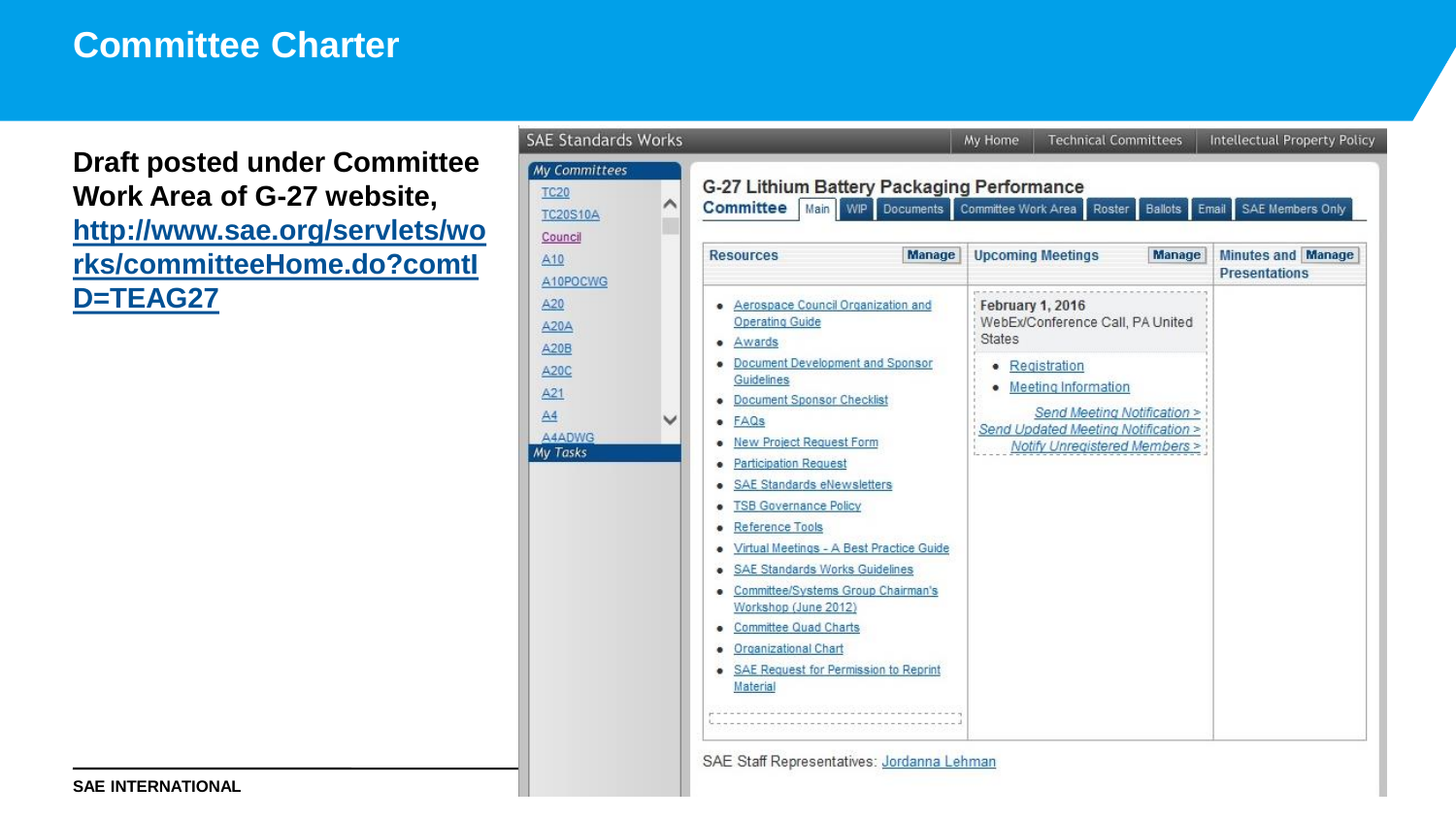# Committee Charter

**Draft posted under Committee Work Area of G-27 website, http://www.sae.org/servlets/works/committeeHome.do?comtID=TEAG27**

SAE Standards Works | My Home | Technical Committees | Intellectual Property Policy

*My Committees*

- TC20
- TC20S10A
- Council
- A10
- A10POCWG
- A20
- A20A
- A20B
- A20C
- A21
- A4
- A4ADWG

*My Tasks*

## G-27 Lithium Battery Packaging Performance Committee

Main | WIP | Documents | Committee Work Area | Roster | Ballots | Email | SAE Members Only

**Resources** (Manage)

- Aerospace Council Organization and Operating Guide
- Awards
- Document Development and Sponsor Guidelines
- Document Sponsor Checklist
- FAQs
- New Project Request Form
- Participation Request
- SAE Standards eNewsletters
- TSB Governance Policy
- Reference Tools
- Virtual Meetings - A Best Practice Guide
- SAE Standards Works Guidelines
- Committee/Systems Group Chairman's Workshop (June 2012)
- Committee Quad Charts
- Organizational Chart
- SAE Request for Permission to Reprint Material

**Upcoming Meetings** (Manage)

**February 1, 2016**
WebEx/Conference Call, PA United States

- Registration
- Meeting Information

Send Meeting Notification >
Send Updated Meeting Notification >
Notify Unregistered Members >

**Minutes and Presentations** (Manage)

SAE Staff Representatives: Jordanna Lehman

SAE INTERNATIONAL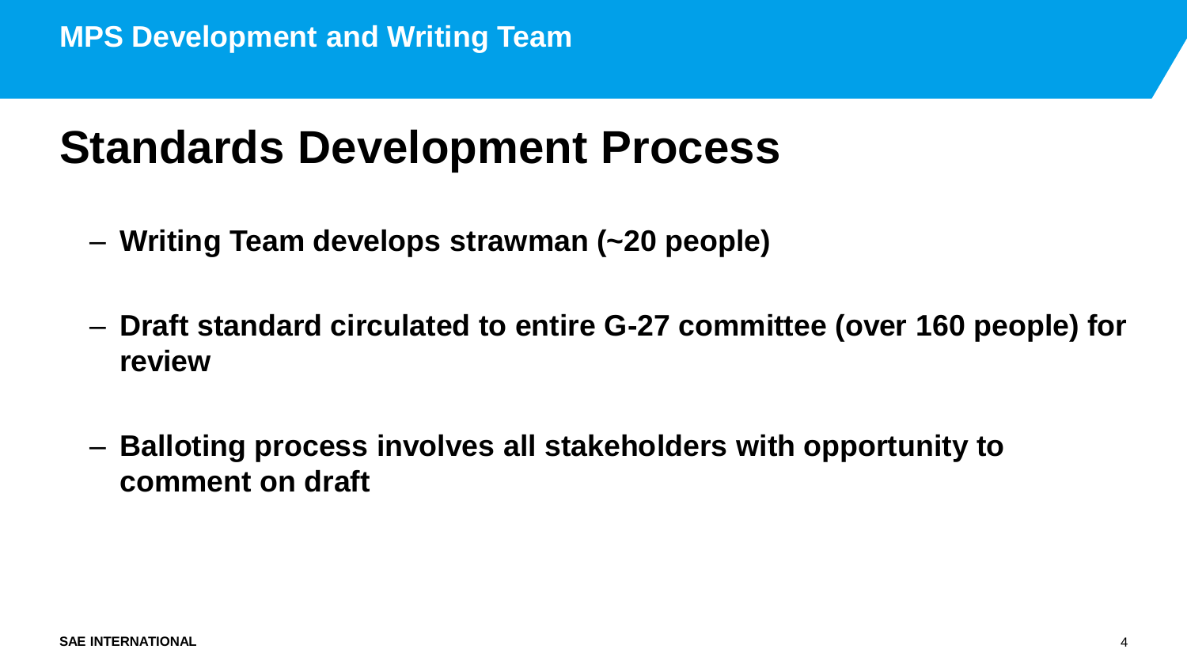MPS Development and Writing Team

# Standards Development Process

- **Writing Team develops strawman (~20 people)**
- **Draft standard circulated to entire G-27 committee (over 160 people) for review**
- **Balloting process involves all stakeholders with opportunity to comment on draft**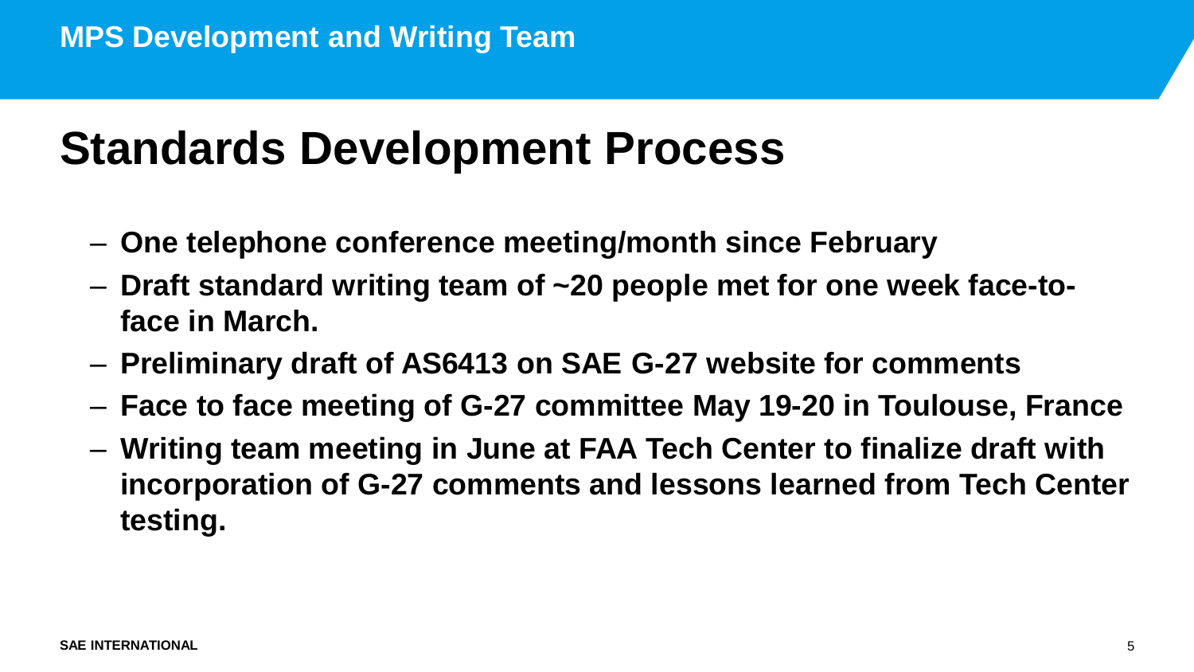## MPS Development and Writing Team

# Standards Development Process

- **One telephone conference meeting/month since February**
- **Draft standard writing team of ~20 people met for one week face-to-face in March.**
- **Preliminary draft of AS6413 on SAE G-27 website for comments**
- **Face to face meeting of G-27 committee May 19-20 in Toulouse, France**
- **Writing team meeting in June at FAA Tech Center to finalize draft with incorporation of G-27 comments and lessons learned from Tech Center testing.**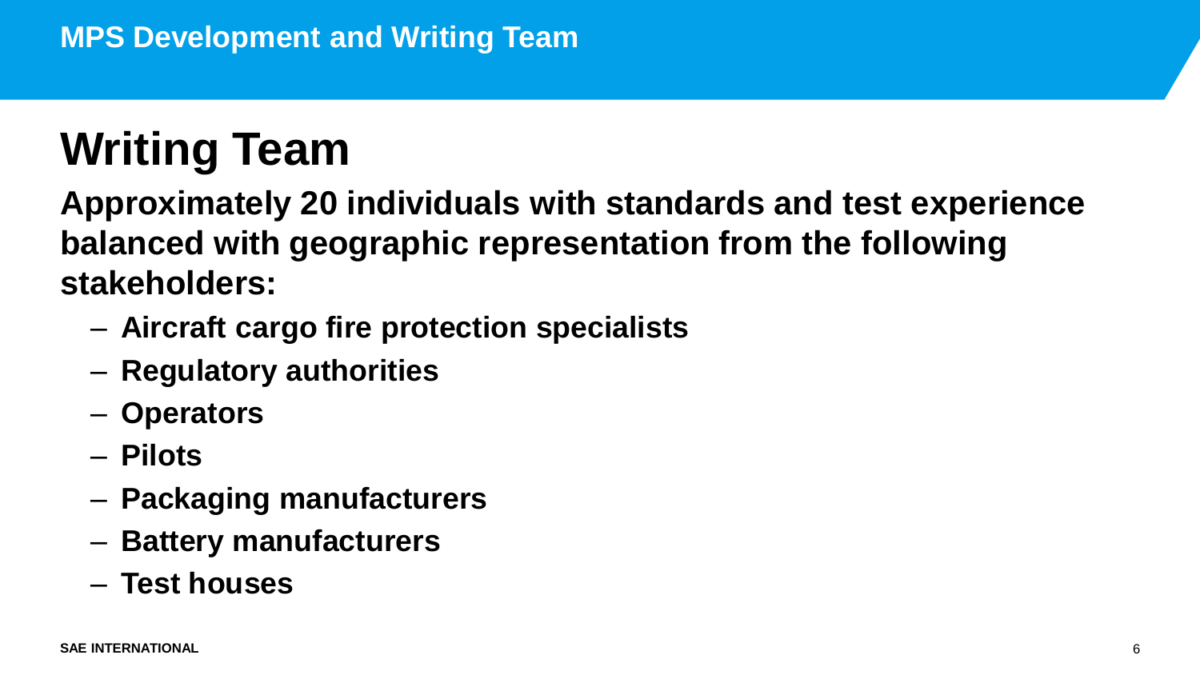MPS Development and Writing Team

# Writing Team

**Approximately 20 individuals with standards and test experience balanced with geographic representation from the following stakeholders:**

- **Aircraft cargo fire protection specialists**
- **Regulatory authorities**
- **Operators**
- **Pilots**
- **Packaging manufacturers**
- **Battery manufacturers**
- **Test houses**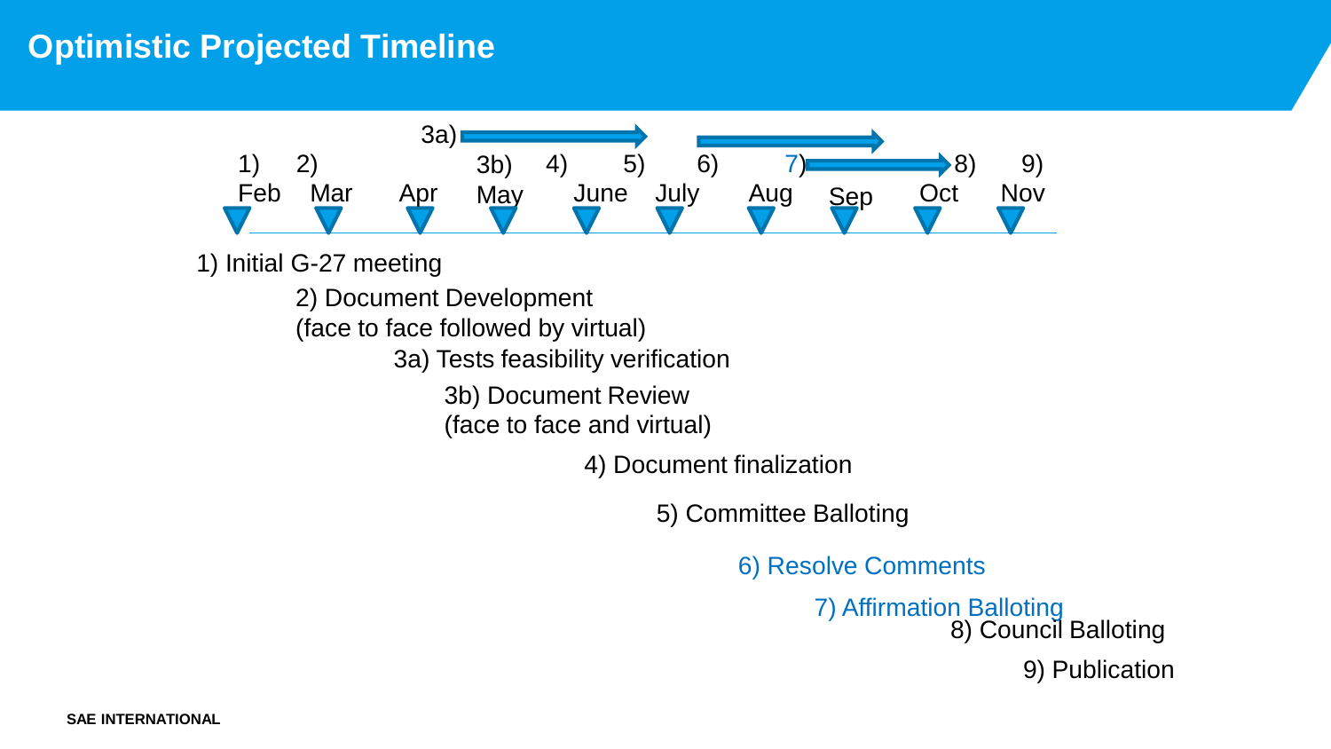# Optimistic Projected Timeline

| 1) | 2) | | 3b) | 4) | 5) | 6) | 7) | 8) | 9) |
|---|---|---|---|---|---|---|---|---|---|
| Feb | Mar | Apr | May | June | July | Aug | Sep | Oct | Nov |

1) Initial G-27 meeting

2) Document Development
(face to face followed by virtual)

3a) Tests feasibility verification

3b) Document Review
(face to face and virtual)

4) Document finalization

5) Committee Balloting

6) Resolve Comments

7) Affirmation Balloting

8) Council Balloting

9) Publication

SAE INTERNATIONAL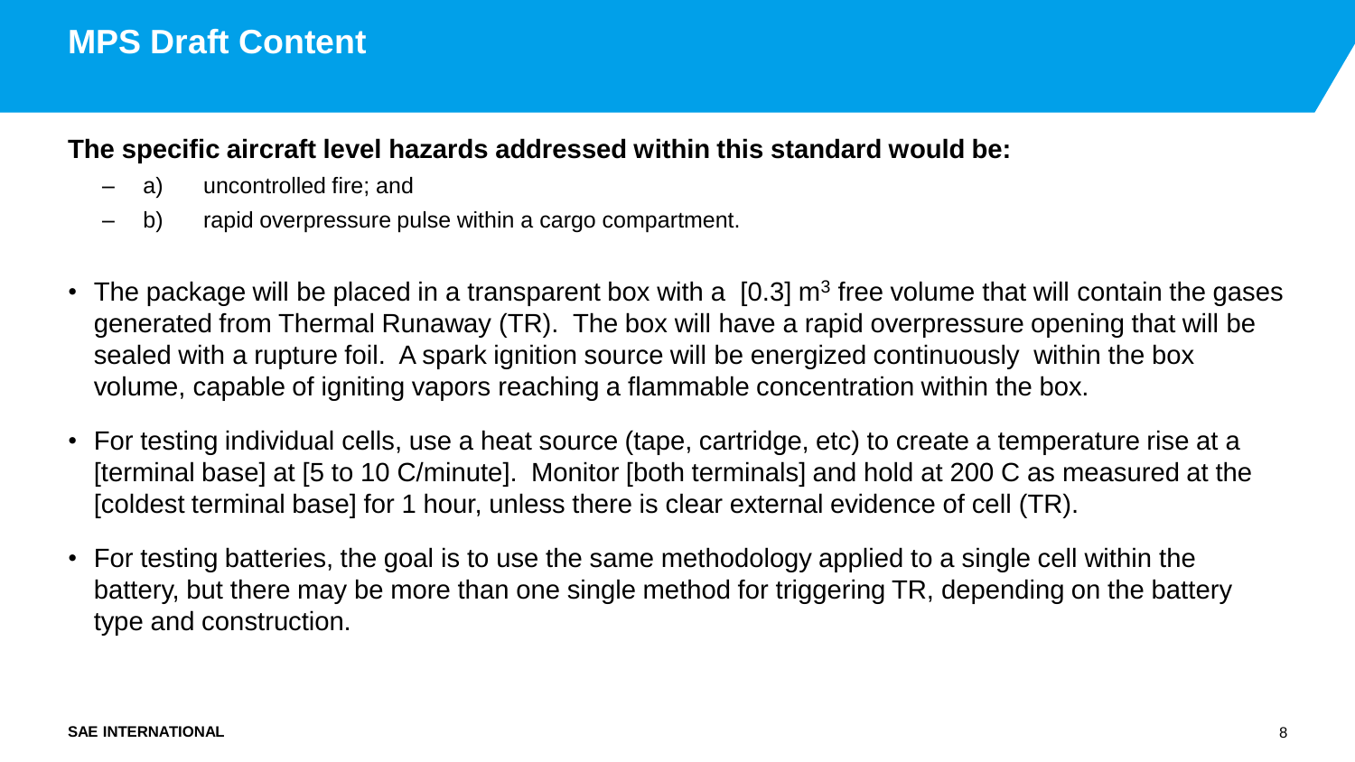# MPS Draft Content

**The specific aircraft level hazards addressed within this standard would be:**

- a) uncontrolled fire; and
- b) rapid overpressure pulse within a cargo compartment.

- The package will be placed in a transparent box with a [0.3] $m^3$ free volume that will contain the gases generated from Thermal Runaway (TR). The box will have a rapid overpressure opening that will be sealed with a rupture foil. A spark ignition source will be energized continuously within the box volume, capable of igniting vapors reaching a flammable concentration within the box.
- For testing individual cells, use a heat source (tape, cartridge, etc) to create a temperature rise at a [terminal base] at [5 to 10 C/minute]. Monitor [both terminals] and hold at 200 C as measured at the [coldest terminal base] for 1 hour, unless there is clear external evidence of cell (TR).
- For testing batteries, the goal is to use the same methodology applied to a single cell within the battery, but there may be more than one single method for triggering TR, depending on the battery type and construction.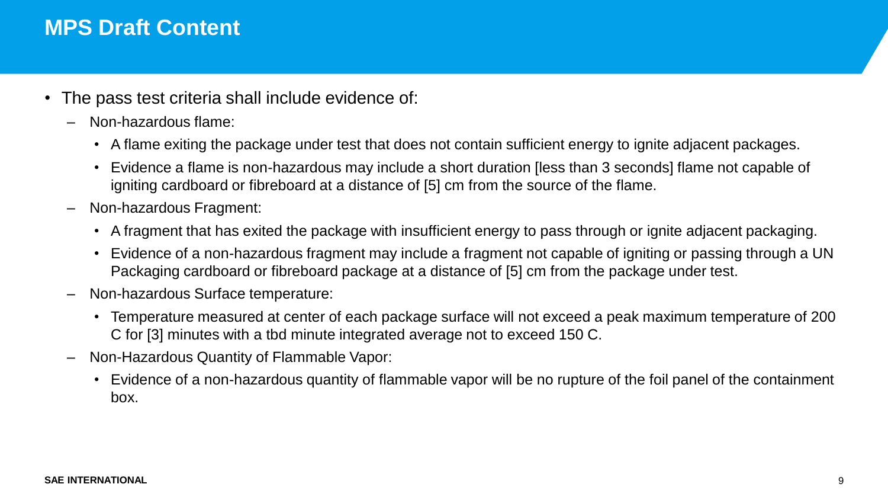# MPS Draft Content

- The pass test criteria shall include evidence of:
  - Non-hazardous flame:
    - A flame exiting the package under test that does not contain sufficient energy to ignite adjacent packages.
    - Evidence a flame is non-hazardous may include a short duration [less than 3 seconds] flame not capable of igniting cardboard or fibreboard at a distance of [5] cm from the source of the flame.
  - Non-hazardous Fragment:
    - A fragment that has exited the package with insufficient energy to pass through or ignite adjacent packaging.
    - Evidence of a non-hazardous fragment may include a fragment not capable of igniting or passing through a UN Packaging cardboard or fibreboard package at a distance of [5] cm from the package under test.
  - Non-hazardous Surface temperature:
    - Temperature measured at center of each package surface will not exceed a peak maximum temperature of 200 C for [3] minutes with a tbd minute integrated average not to exceed 150 C.
  - Non-Hazardous Quantity of Flammable Vapor:
    - Evidence of a non-hazardous quantity of flammable vapor will be no rupture of the foil panel of the containment box.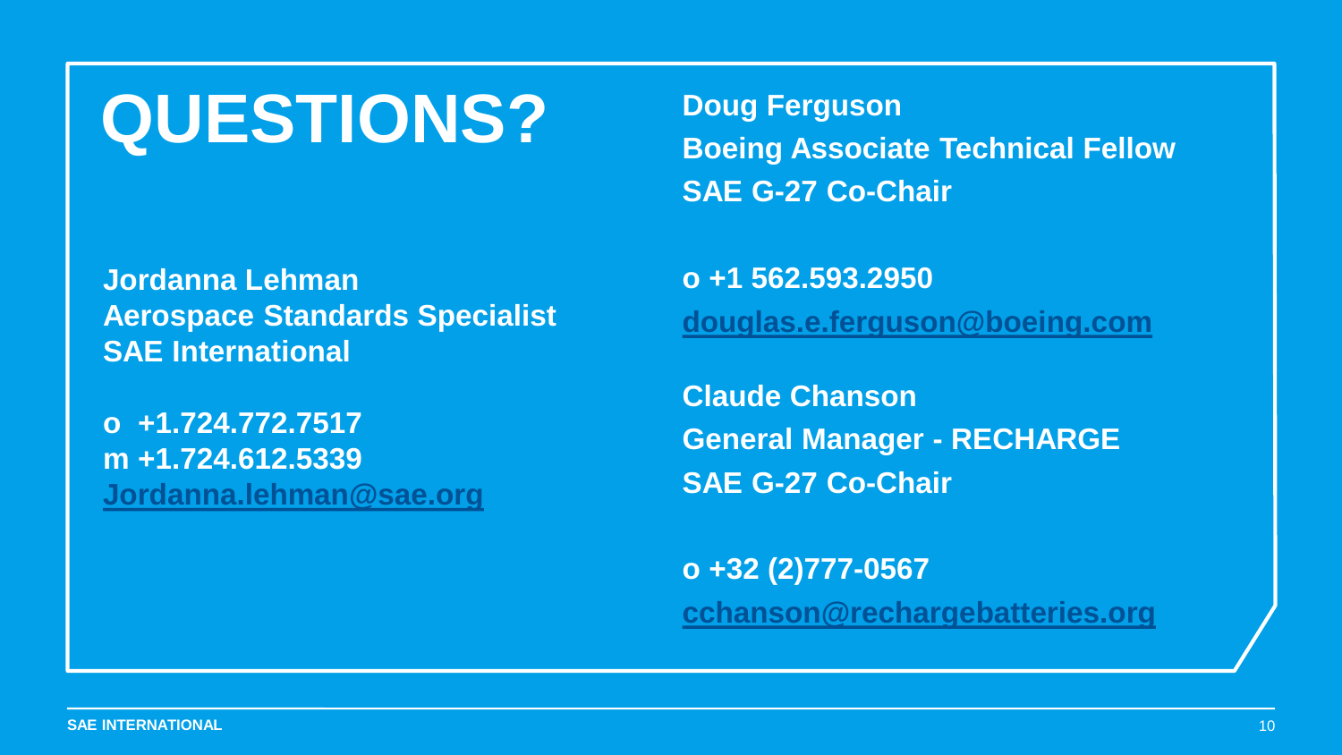# QUESTIONS?

**Jordanna Lehman**
**Aerospace Standards Specialist**
**SAE International**

**o +1.724.772.7517**
**m +1.724.612.5339**
**Jordanna.lehman@sae.org**

**Doug Ferguson**
**Boeing Associate Technical Fellow**
**SAE G-27 Co-Chair**

**o +1 562.593.2950**
**douglas.e.ferguson@boeing.com**

**Claude Chanson**
**General Manager - RECHARGE**
**SAE G-27 Co-Chair**

**o +32 (2)777-0567**
**cchanson@rechargebatteries.org**